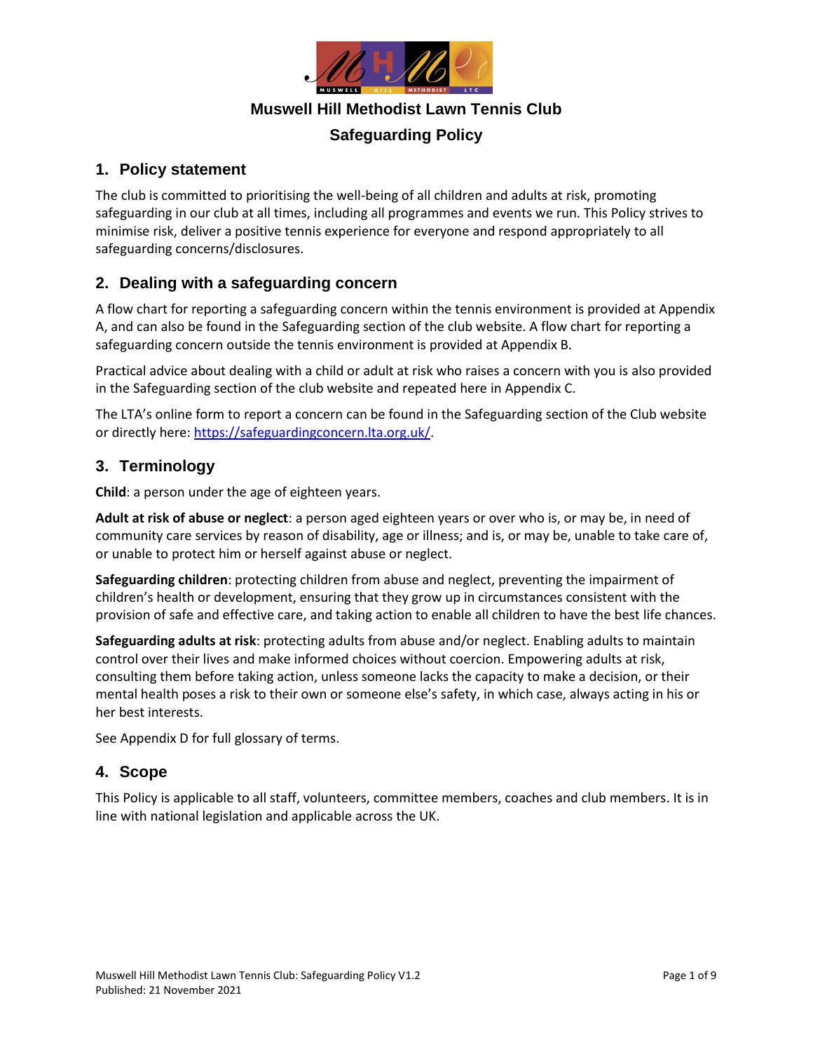# Muswell Hill Methodist Lawn Tennis Club

## Safeguarding Policy

## 1. Policy statement

The club is committed to prioritising the well-being of all children and adults at risk, promoting safeguarding in our club at all times, including all programmes and events we run. This Policy strives to minimise risk, deliver a positive tennis experience for everyone and respond appropriately to all safeguarding concerns/disclosures.

## 2. Dealing with a safeguarding concern

A flow chart for reporting a safeguarding concern within the tennis environment is provided at Appendix A, and can also be found in the Safeguarding section of the club website. A flow chart for reporting a safeguarding concern outside the tennis environment is provided at Appendix B.

Practical advice about dealing with a child or adult at risk who raises a concern with you is also provided in the Safeguarding section of the club website and repeated here in Appendix C.

The LTA's online form to report a concern can be found in the Safeguarding section of the Club website or directly here: https://safeguardingconcern.lta.org.uk/.

## 3. Terminology

**Child**: a person under the age of eighteen years.

**Adult at risk of abuse or neglect**: a person aged eighteen years or over who is, or may be, in need of community care services by reason of disability, age or illness; and is, or may be, unable to take care of, or unable to protect him or herself against abuse or neglect.

**Safeguarding children**: protecting children from abuse and neglect, preventing the impairment of children's health or development, ensuring that they grow up in circumstances consistent with the provision of safe and effective care, and taking action to enable all children to have the best life chances.

**Safeguarding adults at risk**: protecting adults from abuse and/or neglect. Enabling adults to maintain control over their lives and make informed choices without coercion. Empowering adults at risk, consulting them before taking action, unless someone lacks the capacity to make a decision, or their mental health poses a risk to their own or someone else's safety, in which case, always acting in his or her best interests.

See Appendix D for full glossary of terms.

## 4. Scope

This Policy is applicable to all staff, volunteers, committee members, coaches and club members. It is in line with national legislation and applicable across the UK.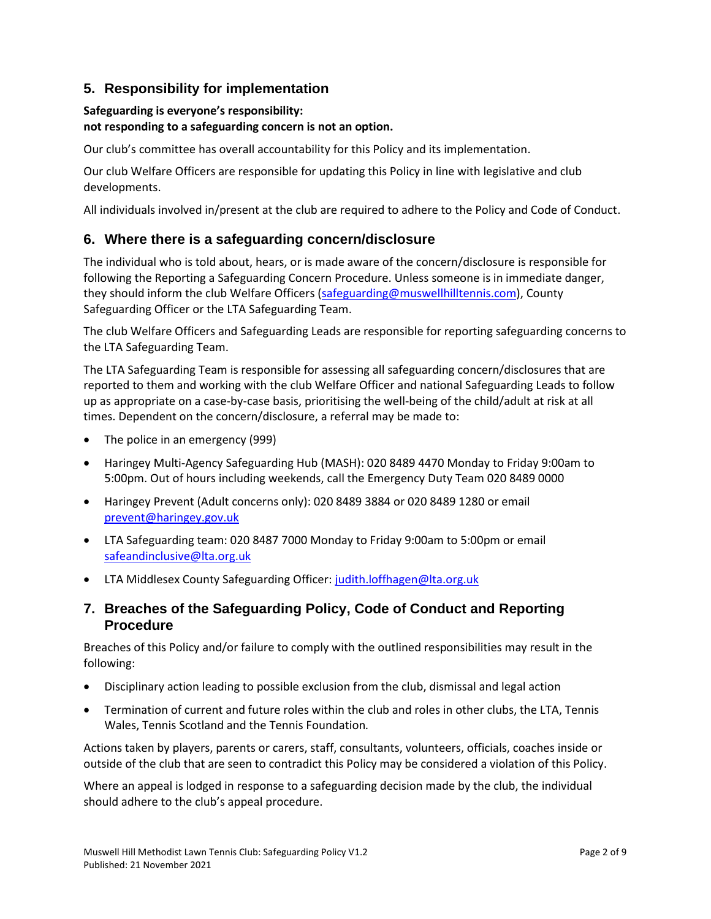## 5. Responsibility for implementation

**Safeguarding is everyone's responsibility:**
**not responding to a safeguarding concern is not an option.**

Our club's committee has overall accountability for this Policy and its implementation.

Our club Welfare Officers are responsible for updating this Policy in line with legislative and club developments.

All individuals involved in/present at the club are required to adhere to the Policy and Code of Conduct.

## 6. Where there is a safeguarding concern/disclosure

The individual who is told about, hears, or is made aware of the concern/disclosure is responsible for following the Reporting a Safeguarding Concern Procedure. Unless someone is in immediate danger, they should inform the club Welfare Officers (safeguarding@muswellhilltennis.com), County Safeguarding Officer or the LTA Safeguarding Team.

The club Welfare Officers and Safeguarding Leads are responsible for reporting safeguarding concerns to the LTA Safeguarding Team.

The LTA Safeguarding Team is responsible for assessing all safeguarding concern/disclosures that are reported to them and working with the club Welfare Officer and national Safeguarding Leads to follow up as appropriate on a case-by-case basis, prioritising the well-being of the child/adult at risk at all times. Dependent on the concern/disclosure, a referral may be made to:

- The police in an emergency (999)
- Haringey Multi-Agency Safeguarding Hub (MASH): 020 8489 4470 Monday to Friday 9:00am to 5:00pm. Out of hours including weekends, call the Emergency Duty Team 020 8489 0000
- Haringey Prevent (Adult concerns only): 020 8489 3884 or 020 8489 1280 or email prevent@haringey.gov.uk
- LTA Safeguarding team: 020 8487 7000 Monday to Friday 9:00am to 5:00pm or email safeandinclusive@lta.org.uk
- LTA Middlesex County Safeguarding Officer: judith.loffhagen@lta.org.uk

## 7. Breaches of the Safeguarding Policy, Code of Conduct and Reporting Procedure

Breaches of this Policy and/or failure to comply with the outlined responsibilities may result in the following:

- Disciplinary action leading to possible exclusion from the club, dismissal and legal action
- Termination of current and future roles within the club and roles in other clubs, the LTA, Tennis Wales, Tennis Scotland and the Tennis Foundation.

Actions taken by players, parents or carers, staff, consultants, volunteers, officials, coaches inside or outside of the club that are seen to contradict this Policy may be considered a violation of this Policy.

Where an appeal is lodged in response to a safeguarding decision made by the club, the individual should adhere to the club's appeal procedure.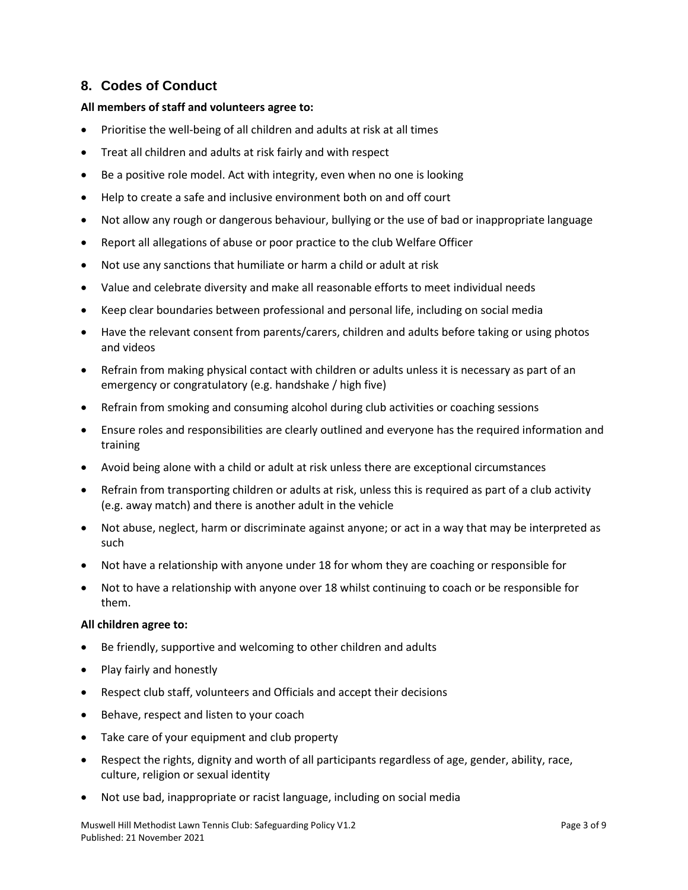## 8. Codes of Conduct

**All members of staff and volunteers agree to:**

- Prioritise the well-being of all children and adults at risk at all times
- Treat all children and adults at risk fairly and with respect
- Be a positive role model. Act with integrity, even when no one is looking
- Help to create a safe and inclusive environment both on and off court
- Not allow any rough or dangerous behaviour, bullying or the use of bad or inappropriate language
- Report all allegations of abuse or poor practice to the club Welfare Officer
- Not use any sanctions that humiliate or harm a child or adult at risk
- Value and celebrate diversity and make all reasonable efforts to meet individual needs
- Keep clear boundaries between professional and personal life, including on social media
- Have the relevant consent from parents/carers, children and adults before taking or using photos and videos
- Refrain from making physical contact with children or adults unless it is necessary as part of an emergency or congratulatory (e.g. handshake / high five)
- Refrain from smoking and consuming alcohol during club activities or coaching sessions
- Ensure roles and responsibilities are clearly outlined and everyone has the required information and training
- Avoid being alone with a child or adult at risk unless there are exceptional circumstances
- Refrain from transporting children or adults at risk, unless this is required as part of a club activity (e.g. away match) and there is another adult in the vehicle
- Not abuse, neglect, harm or discriminate against anyone; or act in a way that may be interpreted as such
- Not have a relationship with anyone under 18 for whom they are coaching or responsible for
- Not to have a relationship with anyone over 18 whilst continuing to coach or be responsible for them.

**All children agree to:**

- Be friendly, supportive and welcoming to other children and adults
- Play fairly and honestly
- Respect club staff, volunteers and Officials and accept their decisions
- Behave, respect and listen to your coach
- Take care of your equipment and club property
- Respect the rights, dignity and worth of all participants regardless of age, gender, ability, race, culture, religion or sexual identity
- Not use bad, inappropriate or racist language, including on social media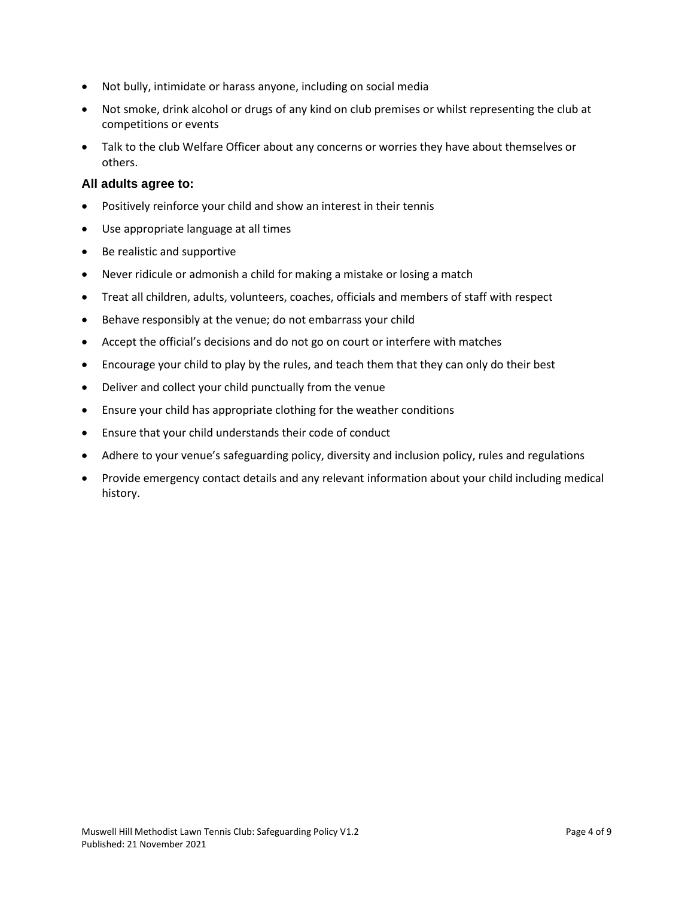- Not bully, intimidate or harass anyone, including on social media
- Not smoke, drink alcohol or drugs of any kind on club premises or whilst representing the club at competitions or events
- Talk to the club Welfare Officer about any concerns or worries they have about themselves or others.

### All adults agree to:

- Positively reinforce your child and show an interest in their tennis
- Use appropriate language at all times
- Be realistic and supportive
- Never ridicule or admonish a child for making a mistake or losing a match
- Treat all children, adults, volunteers, coaches, officials and members of staff with respect
- Behave responsibly at the venue; do not embarrass your child
- Accept the official's decisions and do not go on court or interfere with matches
- Encourage your child to play by the rules, and teach them that they can only do their best
- Deliver and collect your child punctually from the venue
- Ensure your child has appropriate clothing for the weather conditions
- Ensure that your child understands their code of conduct
- Adhere to your venue's safeguarding policy, diversity and inclusion policy, rules and regulations
- Provide emergency contact details and any relevant information about your child including medical history.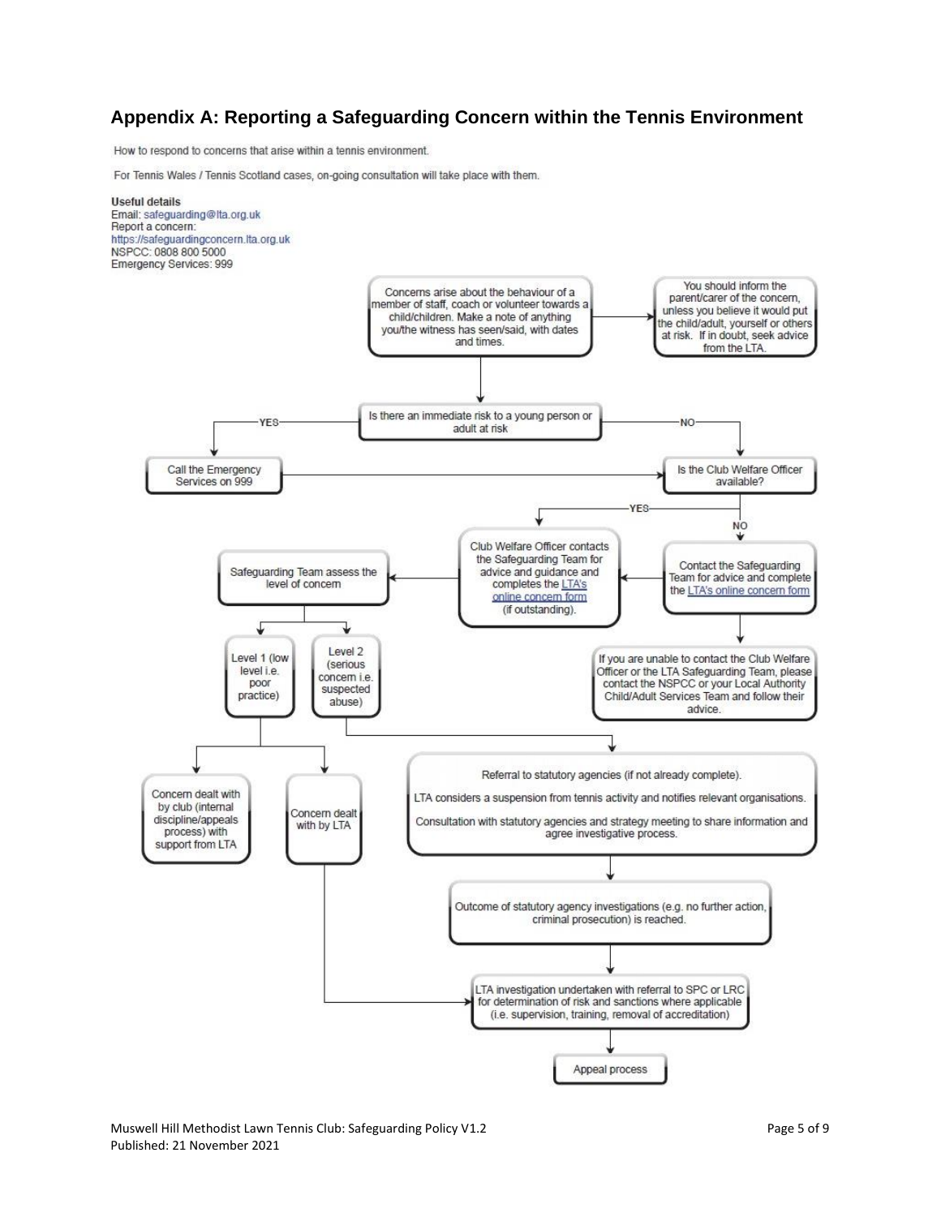## Appendix A: Reporting a Safeguarding Concern within the Tennis Environment

How to respond to concerns that arise within a tennis environment.

For Tennis Wales / Tennis Scotland cases, on-going consultation will take place with them.

**Useful details**
Email: safeguarding@lta.org.uk
Report a concern:
https://safeguardingconcern.lta.org.uk
NSPCC: 0808 800 5000
Emergency Services: 999

Concerns arise about the behaviour of a member of staff, coach or volunteer towards a child/children. Make a note of anything you/the witness has seen/said, with dates and times.

You should inform the parent/carer of the concern, unless you believe it would put the child/adult, yourself or others at risk. If in doubt, seek advice from the LTA.

Is there an immediate risk to a young person or adult at risk

YES

Call the Emergency Services on 999

NO

Is the Club Welfare Officer available?

YES

Club Welfare Officer contacts the Safeguarding Team for advice and guidance and completes the LTA's online concern form (if outstanding).

NO

Contact the Safeguarding Team for advice and complete the LTA's online concern form

If you are unable to contact the Club Welfare Officer or the LTA Safeguarding Team, please contact the NSPCC or your Local Authority Child/Adult Services Team and follow their advice.

Safeguarding Team assess the level of concern

Level 1 (low level i.e. poor practice)

Level 2 (serious concern i.e. suspected abuse)

Concern dealt with by club (internal discipline/appeals process) with support from LTA

Concern dealt with by LTA

Referral to statutory agencies (if not already complete).

LTA considers a suspension from tennis activity and notifies relevant organisations.

Consultation with statutory agencies and strategy meeting to share information and agree investigative process.

Outcome of statutory agency investigations (e.g. no further action, criminal prosecution) is reached.

LTA investigation undertaken with referral to SPC or LRC for determination of risk and sanctions where applicable (i.e. supervision, training, removal of accreditation)

Appeal process

Muswell Hill Methodist Lawn Tennis Club: Safeguarding Policy V1.2
Published: 21 November 2021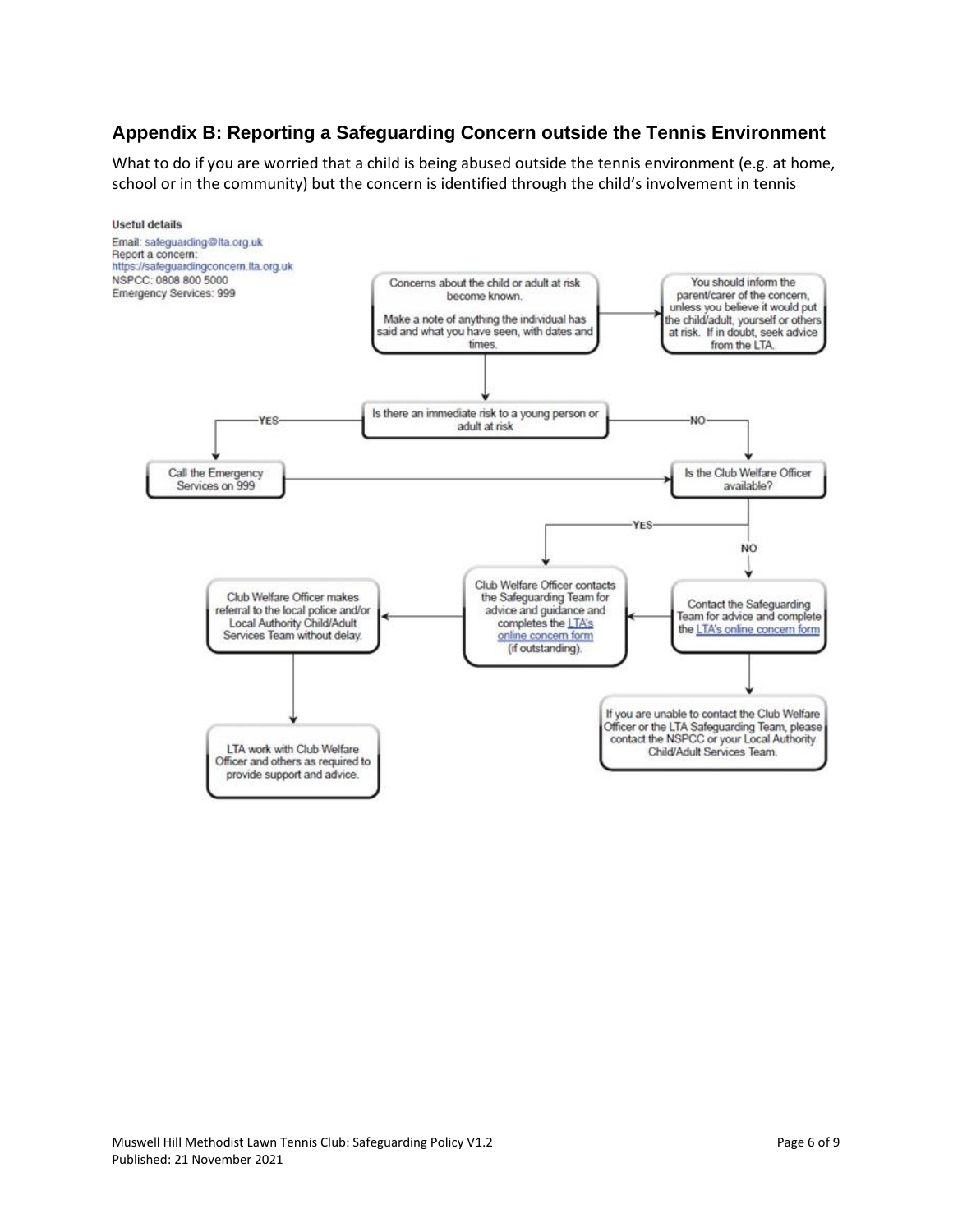## Appendix B: Reporting a Safeguarding Concern outside the Tennis Environment

What to do if you are worried that a child is being abused outside the tennis environment (e.g. at home, school or in the community) but the concern is identified through the child's involvement in tennis

**Useful details**

Email: safeguarding@lta.org.uk
Report a concern: https://safeguardingconcern.lta.org.uk
NSPCC: 0808 800 5000
Emergency Services: 999

Concerns about the child or adult at risk become known.

Make a note of anything the individual has said and what you have seen, with dates and times.

→ You should inform the parent/carer of the concern, unless you believe it would put the child/adult, yourself or others at risk. If in doubt, seek advice from the LTA.

Is there an immediate risk to a young person or adult at risk

- YES → Call the Emergency Services on 999 → Is the Club Welfare Officer available?
- NO → Is the Club Welfare Officer available?

Is the Club Welfare Officer available?

- YES → Club Welfare Officer contacts the Safeguarding Team for advice and guidance and completes the LTA's online concern form (if outstanding).
- NO → Contact the Safeguarding Team for advice and complete the LTA's online concern form → Club Welfare Officer contacts the Safeguarding Team for advice and guidance and completes the LTA's online concern form (if outstanding).
  - If you are unable to contact the Club Welfare Officer or the LTA Safeguarding Team, please contact the NSPCC or your Local Authority Child/Adult Services Team.

Club Welfare Officer contacts the Safeguarding Team → Club Welfare Officer makes referral to the local police and/or Local Authority Child/Adult Services Team without delay.

→ LTA work with Club Welfare Officer and others as required to provide support and advice.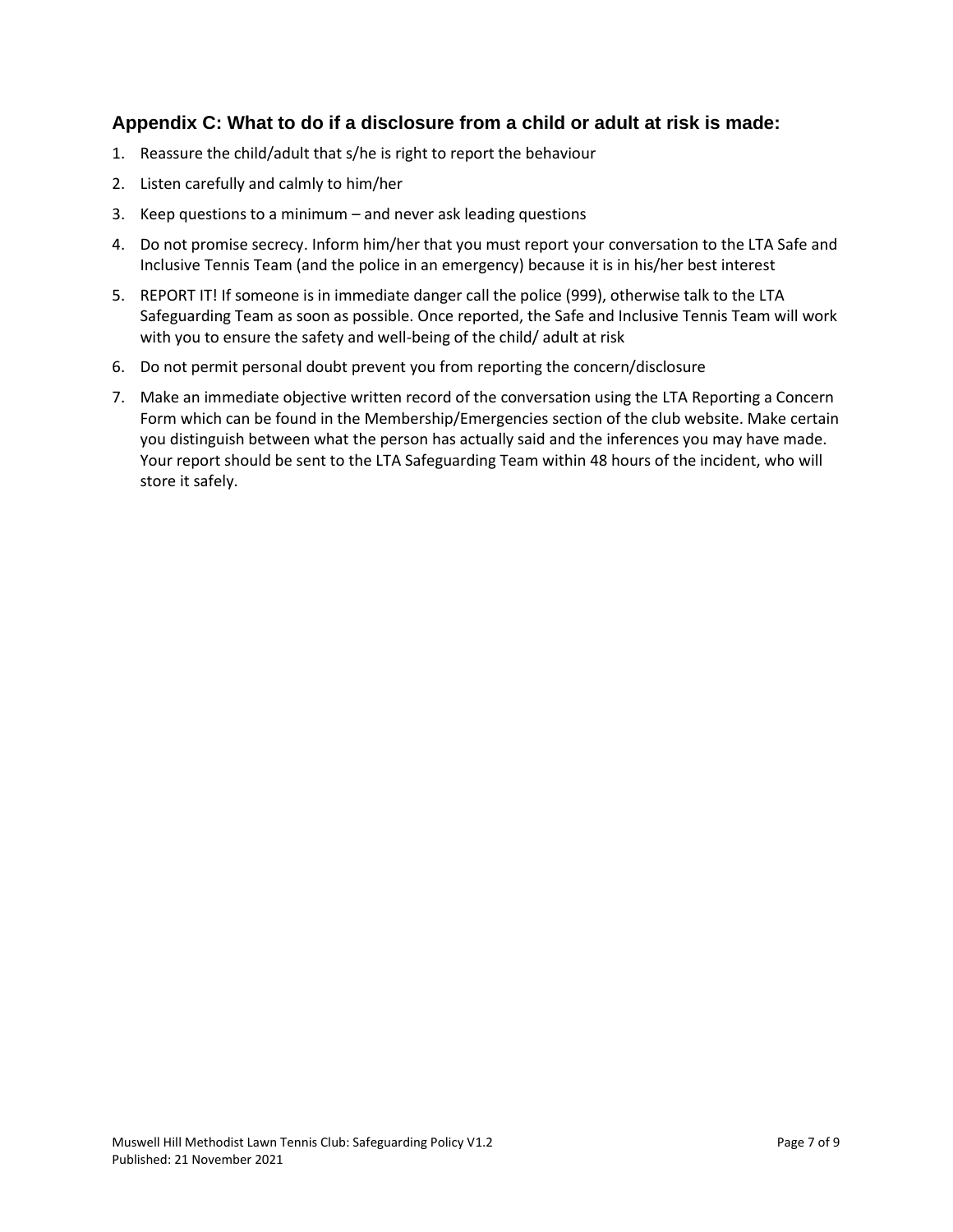## Appendix C: What to do if a disclosure from a child or adult at risk is made:

1. Reassure the child/adult that s/he is right to report the behaviour
2. Listen carefully and calmly to him/her
3. Keep questions to a minimum – and never ask leading questions
4. Do not promise secrecy. Inform him/her that you must report your conversation to the LTA Safe and Inclusive Tennis Team (and the police in an emergency) because it is in his/her best interest
5. REPORT IT! If someone is in immediate danger call the police (999), otherwise talk to the LTA Safeguarding Team as soon as possible. Once reported, the Safe and Inclusive Tennis Team will work with you to ensure the safety and well-being of the child/ adult at risk
6. Do not permit personal doubt prevent you from reporting the concern/disclosure
7. Make an immediate objective written record of the conversation using the LTA Reporting a Concern Form which can be found in the Membership/Emergencies section of the club website. Make certain you distinguish between what the person has actually said and the inferences you may have made. Your report should be sent to the LTA Safeguarding Team within 48 hours of the incident, who will store it safely.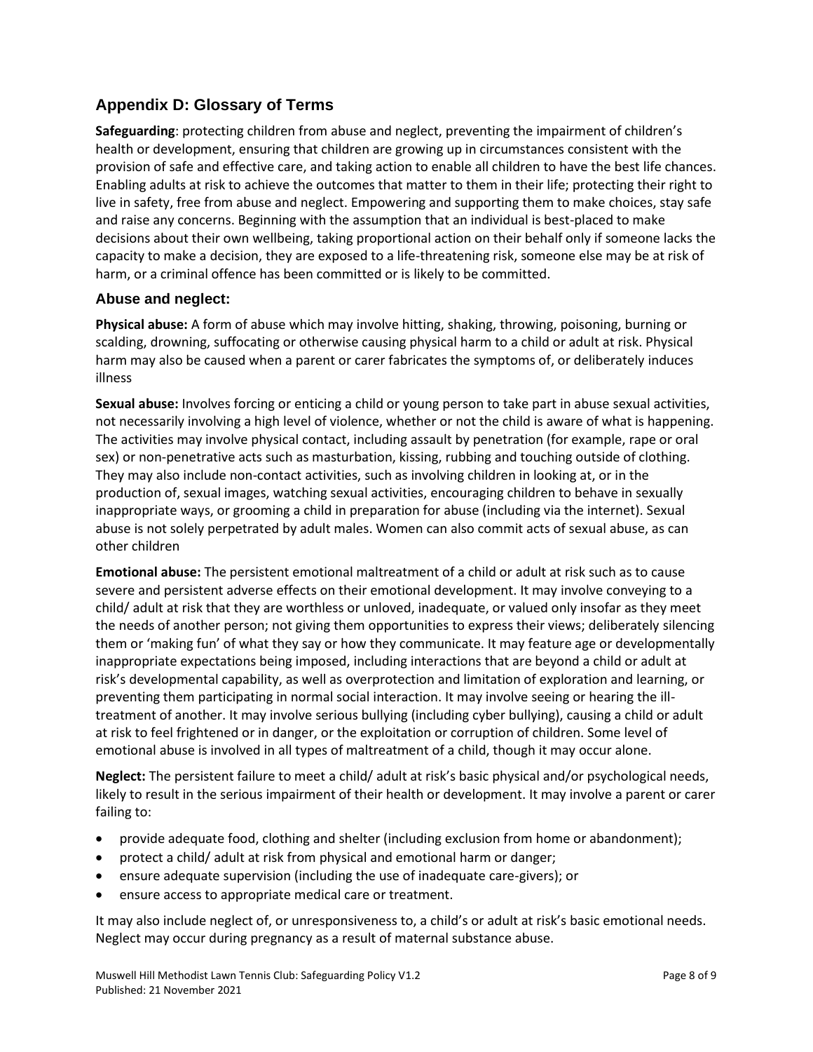## Appendix D: Glossary of Terms

**Safeguarding**: protecting children from abuse and neglect, preventing the impairment of children's health or development, ensuring that children are growing up in circumstances consistent with the provision of safe and effective care, and taking action to enable all children to have the best life chances. Enabling adults at risk to achieve the outcomes that matter to them in their life; protecting their right to live in safety, free from abuse and neglect. Empowering and supporting them to make choices, stay safe and raise any concerns. Beginning with the assumption that an individual is best-placed to make decisions about their own wellbeing, taking proportional action on their behalf only if someone lacks the capacity to make a decision, they are exposed to a life-threatening risk, someone else may be at risk of harm, or a criminal offence has been committed or is likely to be committed.

### Abuse and neglect:

**Physical abuse:** A form of abuse which may involve hitting, shaking, throwing, poisoning, burning or scalding, drowning, suffocating or otherwise causing physical harm to a child or adult at risk. Physical harm may also be caused when a parent or carer fabricates the symptoms of, or deliberately induces illness

**Sexual abuse:** Involves forcing or enticing a child or young person to take part in abuse sexual activities, not necessarily involving a high level of violence, whether or not the child is aware of what is happening. The activities may involve physical contact, including assault by penetration (for example, rape or oral sex) or non-penetrative acts such as masturbation, kissing, rubbing and touching outside of clothing. They may also include non-contact activities, such as involving children in looking at, or in the production of, sexual images, watching sexual activities, encouraging children to behave in sexually inappropriate ways, or grooming a child in preparation for abuse (including via the internet). Sexual abuse is not solely perpetrated by adult males. Women can also commit acts of sexual abuse, as can other children

**Emotional abuse:** The persistent emotional maltreatment of a child or adult at risk such as to cause severe and persistent adverse effects on their emotional development. It may involve conveying to a child/ adult at risk that they are worthless or unloved, inadequate, or valued only insofar as they meet the needs of another person; not giving them opportunities to express their views; deliberately silencing them or 'making fun' of what they say or how they communicate. It may feature age or developmentally inappropriate expectations being imposed, including interactions that are beyond a child or adult at risk's developmental capability, as well as overprotection and limitation of exploration and learning, or preventing them participating in normal social interaction. It may involve seeing or hearing the ill-treatment of another. It may involve serious bullying (including cyber bullying), causing a child or adult at risk to feel frightened or in danger, or the exploitation or corruption of children. Some level of emotional abuse is involved in all types of maltreatment of a child, though it may occur alone.

**Neglect:** The persistent failure to meet a child/ adult at risk's basic physical and/or psychological needs, likely to result in the serious impairment of their health or development. It may involve a parent or carer failing to:

- provide adequate food, clothing and shelter (including exclusion from home or abandonment);
- protect a child/ adult at risk from physical and emotional harm or danger;
- ensure adequate supervision (including the use of inadequate care-givers); or
- ensure access to appropriate medical care or treatment.

It may also include neglect of, or unresponsiveness to, a child's or adult at risk's basic emotional needs. Neglect may occur during pregnancy as a result of maternal substance abuse.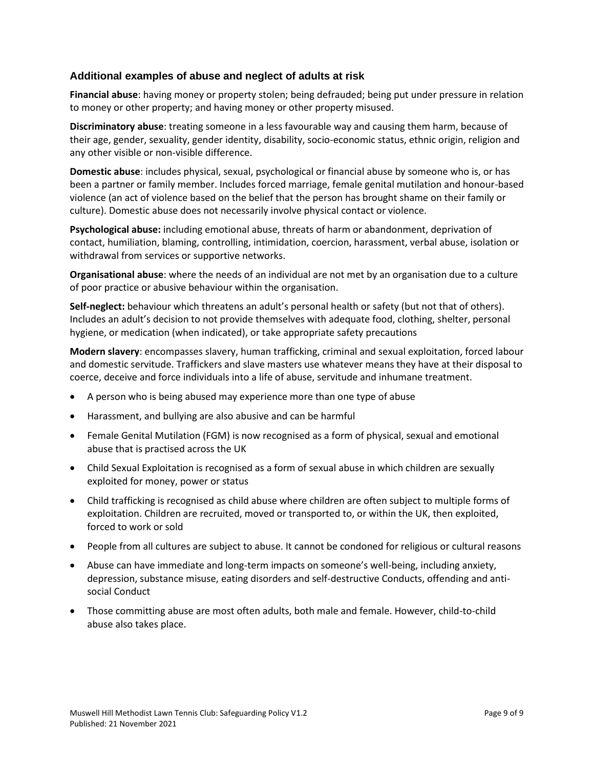### Additional examples of abuse and neglect of adults at risk

**Financial abuse**: having money or property stolen; being defrauded; being put under pressure in relation to money or other property; and having money or other property misused.

**Discriminatory abuse**: treating someone in a less favourable way and causing them harm, because of their age, gender, sexuality, gender identity, disability, socio-economic status, ethnic origin, religion and any other visible or non-visible difference.

**Domestic abuse**: includes physical, sexual, psychological or financial abuse by someone who is, or has been a partner or family member. Includes forced marriage, female genital mutilation and honour-based violence (an act of violence based on the belief that the person has brought shame on their family or culture). Domestic abuse does not necessarily involve physical contact or violence.

**Psychological abuse:** including emotional abuse, threats of harm or abandonment, deprivation of contact, humiliation, blaming, controlling, intimidation, coercion, harassment, verbal abuse, isolation or withdrawal from services or supportive networks.

**Organisational abuse**: where the needs of an individual are not met by an organisation due to a culture of poor practice or abusive behaviour within the organisation.

**Self-neglect:** behaviour which threatens an adult's personal health or safety (but not that of others). Includes an adult's decision to not provide themselves with adequate food, clothing, shelter, personal hygiene, or medication (when indicated), or take appropriate safety precautions

**Modern slavery**: encompasses slavery, human trafficking, criminal and sexual exploitation, forced labour and domestic servitude. Traffickers and slave masters use whatever means they have at their disposal to coerce, deceive and force individuals into a life of abuse, servitude and inhumane treatment.

- A person who is being abused may experience more than one type of abuse
- Harassment, and bullying are also abusive and can be harmful
- Female Genital Mutilation (FGM) is now recognised as a form of physical, sexual and emotional abuse that is practised across the UK
- Child Sexual Exploitation is recognised as a form of sexual abuse in which children are sexually exploited for money, power or status
- Child trafficking is recognised as child abuse where children are often subject to multiple forms of exploitation. Children are recruited, moved or transported to, or within the UK, then exploited, forced to work or sold
- People from all cultures are subject to abuse. It cannot be condoned for religious or cultural reasons
- Abuse can have immediate and long-term impacts on someone's well-being, including anxiety, depression, substance misuse, eating disorders and self-destructive Conducts, offending and anti-social Conduct
- Those committing abuse are most often adults, both male and female. However, child-to-child abuse also takes place.